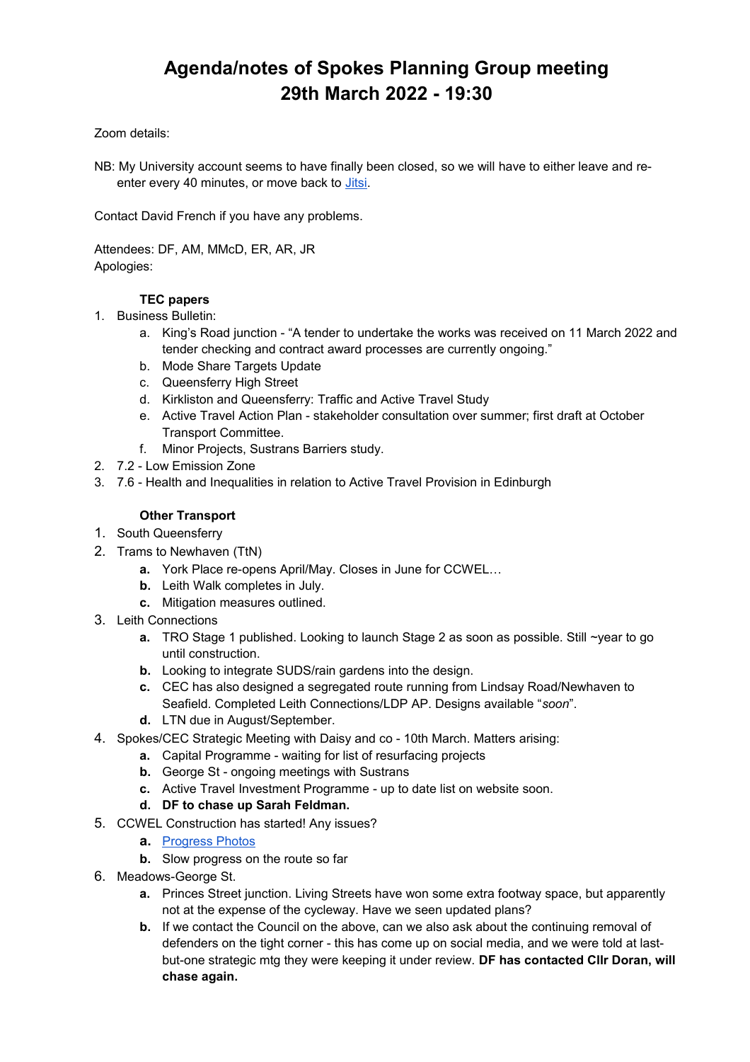# Agenda/notes of Spokes Planning Group meeting 29th March 2022 - 19:30

Zoom details:

NB: My University account seems to have finally been closed, so we will have to either leave and re-enter every 40 minutes, or move back to Jitsi.

Contact David French if you have any problems.

Attendees: DF, AM, MMcD, ER, AR, JR
Apologies:

**TEC papers**

1. Business Bulletin:
    a. King's Road junction - "A tender to undertake the works was received on 11 March 2022 and tender checking and contract award processes are currently ongoing."
    b. Mode Share Targets Update
    c. Queensferry High Street
    d. Kirkliston and Queensferry: Traffic and Active Travel Study
    e. Active Travel Action Plan - stakeholder consultation over summer; first draft at October Transport Committee.
    f. Minor Projects, Sustrans Barriers study.
2. 7.2 - Low Emission Zone
3. 7.6 - Health and Inequalities in relation to Active Travel Provision in Edinburgh

**Other Transport**

1. South Queensferry
2. Trams to Newhaven (TtN)
    **a.** York Place re-opens April/May. Closes in June for CCWEL…
    **b.** Leith Walk completes in July.
    **c.** Mitigation measures outlined.
3. Leith Connections
    **a.** TRO Stage 1 published. Looking to launch Stage 2 as soon as possible. Still ~year to go until construction.
    **b.** Looking to integrate SUDS/rain gardens into the design.
    **c.** CEC has also designed a segregated route running from Lindsay Road/Newhaven to Seafield. Completed Leith Connections/LDP AP. Designs available "*soon*".
    **d.** LTN due in August/September.
4. Spokes/CEC Strategic Meeting with Daisy and co - 10th March. Matters arising:
    **a.** Capital Programme - waiting for list of resurfacing projects
    **b.** George St - ongoing meetings with Sustrans
    **c.** Active Travel Investment Programme - up to date list on website soon.
    **d. DF to chase up Sarah Feldman.**
5. CCWEL Construction has started! Any issues?
    **a.** Progress Photos
    **b.** Slow progress on the route so far
6. Meadows-George St.
    **a.** Princes Street junction. Living Streets have won some extra footway space, but apparently not at the expense of the cycleway. Have we seen updated plans?
    **b.** If we contact the Council on the above, can we also ask about the continuing removal of defenders on the tight corner - this has come up on social media, and we were told at last-but-one strategic mtg they were keeping it under review. **DF has contacted Cllr Doran, will chase again.**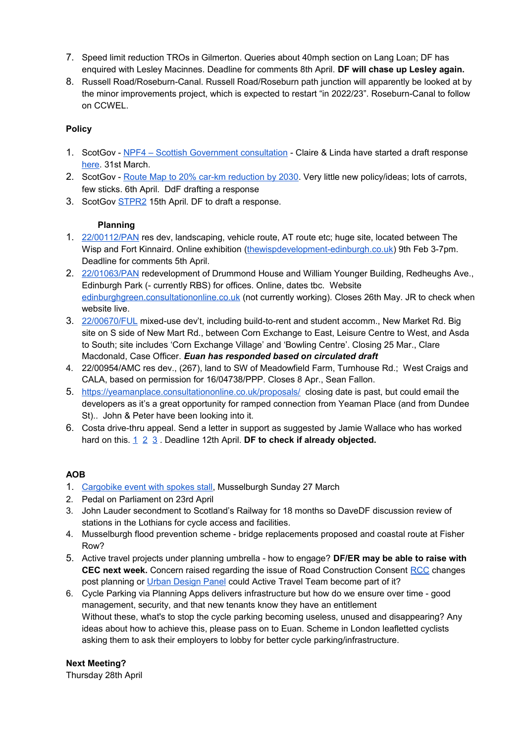7. Speed limit reduction TROs in Gilmerton. Queries about 40mph section on Lang Loan; DF has enquired with Lesley Macinnes. Deadline for comments 8th April. **DF will chase up Lesley again.**
8. Russell Road/Roseburn-Canal. Russell Road/Roseburn path junction will apparently be looked at by the minor improvements project, which is expected to restart "in 2022/23". Roseburn-Canal to follow on CCWEL.

**Policy**

1. ScotGov - NPF4 – Scottish Government consultation - Claire & Linda have started a draft response here. 31st March.
2. ScotGov - Route Map to 20% car-km reduction by 2030. Very little new policy/ideas; lots of carrots, few sticks. 6th April. DdF drafting a response
3. ScotGov STPR2 15th April. DF to draft a response.

**Planning**

1. 22/00112/PAN res dev, landscaping, vehicle route, AT route etc; huge site, located between The Wisp and Fort Kinnaird. Online exhibition (thewispdevelopment-edinburgh.co.uk) 9th Feb 3-7pm. Deadline for comments 5th April.
2. 22/01063/PAN redevelopment of Drummond House and William Younger Building, Redheughs Ave., Edinburgh Park (- currently RBS) for offices. Online, dates tbc. Website edinburghgreen.consultationonline.co.uk (not currently working). Closes 26th May. JR to check when website live.
3. 22/00670/FUL mixed-use dev't, including build-to-rent and student accomm., New Market Rd. Big site on S side of New Mart Rd., between Corn Exchange to East, Leisure Centre to West, and Asda to South; site includes 'Corn Exchange Village' and 'Bowling Centre'. Closing 25 Mar., Clare Macdonald, Case Officer. ***Euan has responded based on circulated draft***
4. 22/00954/AMC res dev., (267), land to SW of Meadowfield Farm, Turnhouse Rd.; West Craigs and CALA, based on permission for 16/04738/PPP. Closes 8 Apr., Sean Fallon.
5. https://yeamanplace.consultationonline.co.uk/proposals/ closing date is past, but could email the developers as it's a great opportunity for ramped connection from Yeaman Place (and from Dundee St).. John & Peter have been looking into it.
6. Costa drive-thru appeal. Send a letter in support as suggested by Jamie Wallace who has worked hard on this. 1 2 3 . Deadline 12th April. **DF to check if already objected.**

**AOB**

1. Cargobike event with spokes stall, Musselburgh Sunday 27 March
2. Pedal on Parliament on 23rd April
3. John Lauder secondment to Scotland's Railway for 18 months so DaveDF discussion review of stations in the Lothians for cycle access and facilities.
4. Musselburgh flood prevention scheme - bridge replacements proposed and coastal route at Fisher Row?
5. Active travel projects under planning umbrella - how to engage? **DF/ER may be able to raise with CEC next week.** Concern raised regarding the issue of Road Construction Consent RCC changes post planning or Urban Design Panel could Active Travel Team become part of it?
6. Cycle Parking via Planning Apps delivers infrastructure but how do we ensure over time - good management, security, and that new tenants know they have an entitlement
   Without these, what's to stop the cycle parking becoming useless, unused and disappearing? Any ideas about how to achieve this, please pass on to Euan. Scheme in London leafletted cyclists asking them to ask their employers to lobby for better cycle parking/infrastructure.

**Next Meeting?**

Thursday 28th April